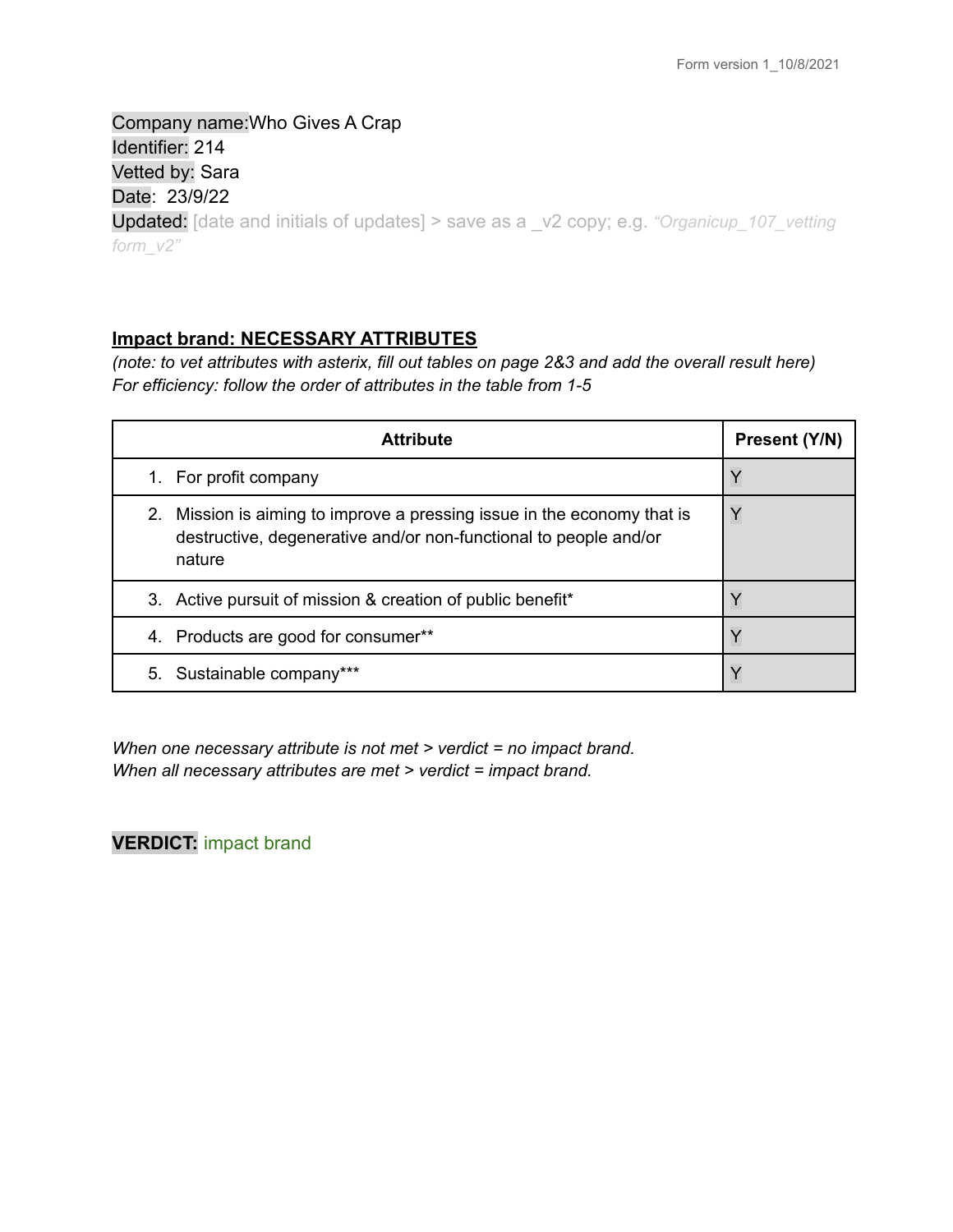Form version 1_10/8/2021

Company name:Who Gives A Crap
Identifier: 214
Vetted by: Sara
Date: 23/9/22
Updated: [date and initials of updates] > save as a _v2 copy; e.g. *"Organicup_107_vetting form_v2"*

**Impact brand: NECESSARY ATTRIBUTES**

*(note: to vet attributes with asterix, fill out tables on page 2&3 and add the overall result here)*
*For efficiency: follow the order of attributes in the table from 1-5*

| Attribute | Present (Y/N) |
| --- | --- |
| 1. For profit company | Y |
| 2. Mission is aiming to improve a pressing issue in the economy that is destructive, degenerative and/or non-functional to people and/or nature | Y |
| 3. Active pursuit of mission & creation of public benefit* | Y |
| 4. Products are good for consumer** | Y |
| 5. Sustainable company*** | Y |

*When one necessary attribute is not met > verdict = no impact brand.*
*When all necessary attributes are met > verdict = impact brand.*

**VERDICT:** impact brand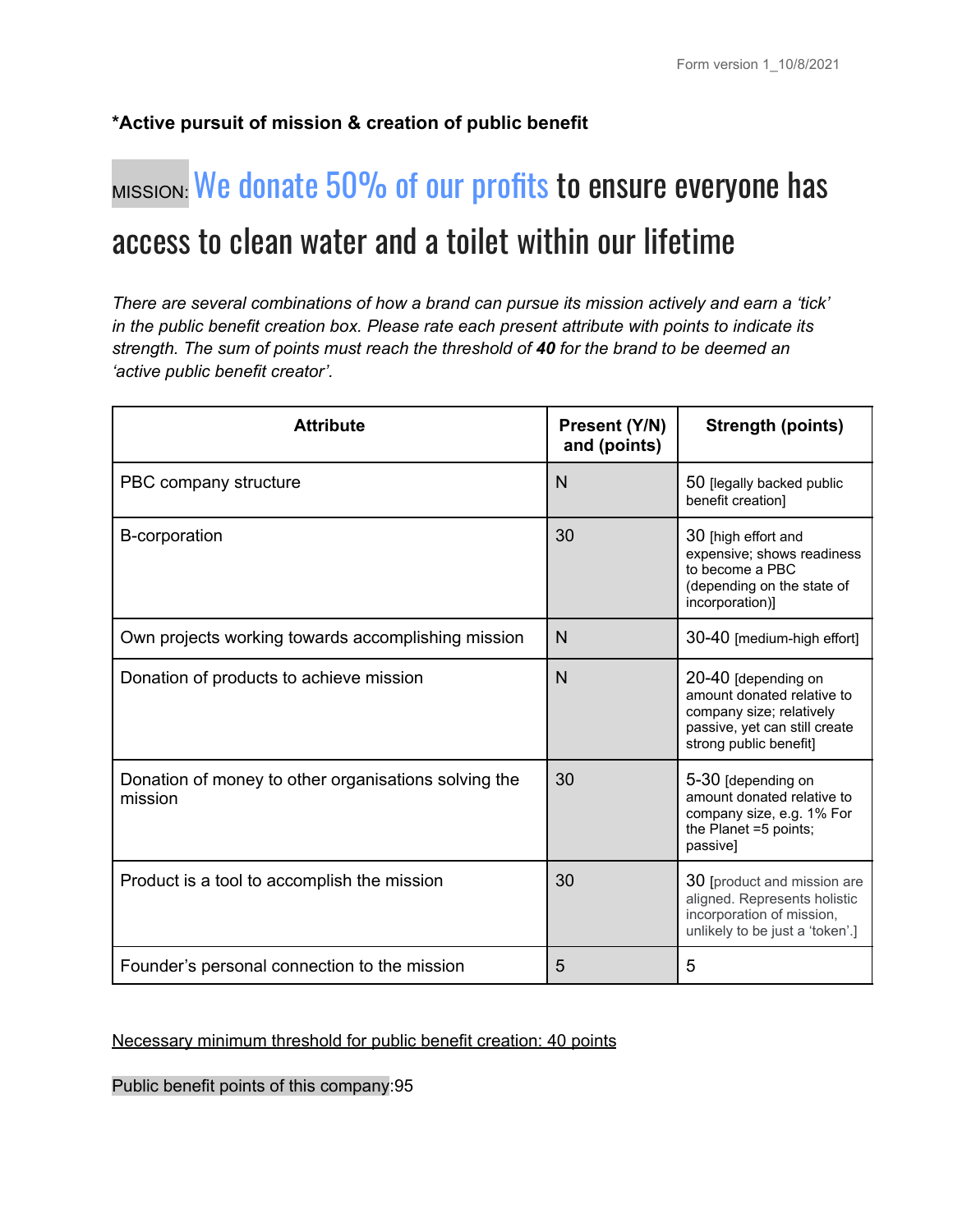**\*Active pursuit of mission & creation of public benefit**

# MISSION: We donate 50% of our profits to ensure everyone has access to clean water and a toilet within our lifetime

*There are several combinations of how a brand can pursue its mission actively and earn a 'tick' in the public benefit creation box. Please rate each present attribute with points to indicate its strength. The sum of points must reach the threshold of **40** for the brand to be deemed an 'active public benefit creator'.*

| Attribute | Present (Y/N) and (points) | Strength (points) |
| --- | --- | --- |
| PBC company structure | N | 50 [legally backed public benefit creation] |
| B-corporation | 30 | 30 [high effort and expensive; shows readiness to become a PBC (depending on the state of incorporation)] |
| Own projects working towards accomplishing mission | N | 30-40 [medium-high effort] |
| Donation of products to achieve mission | N | 20-40 [depending on amount donated relative to company size; relatively passive, yet can still create strong public benefit] |
| Donation of money to other organisations solving the mission | 30 | 5-30 [depending on amount donated relative to company size, e.g. 1% For the Planet =5 points; passive] |
| Product is a tool to accomplish the mission | 30 | 30 [product and mission are aligned. Represents holistic incorporation of mission, unlikely to be just a 'token'.] |
| Founder's personal connection to the mission | 5 | 5 |

Necessary minimum threshold for public benefit creation: 40 points

Public benefit points of this company:95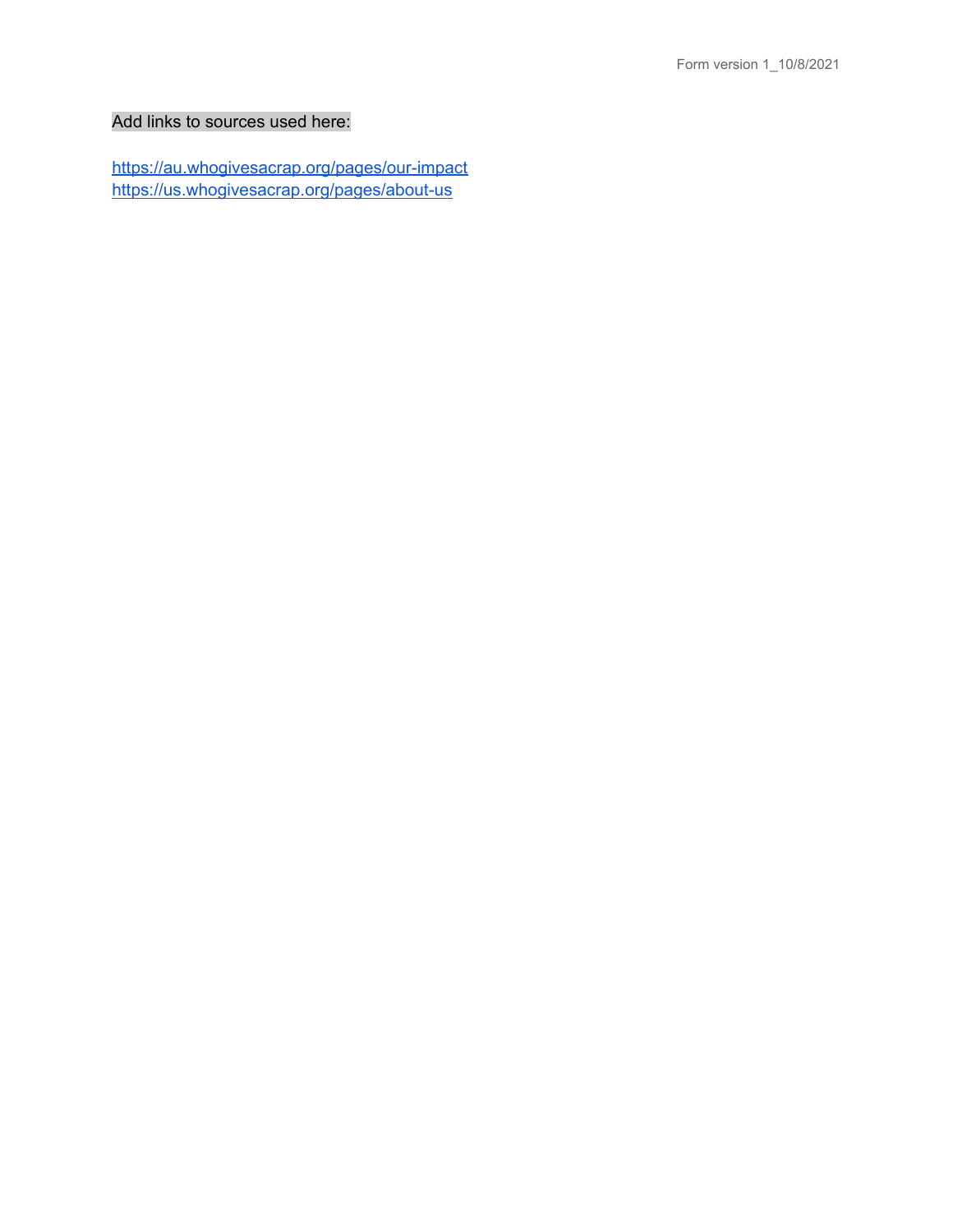Add links to sources used here:

https://au.whogivesacrap.org/pages/our-impact
https://us.whogivesacrap.org/pages/about-us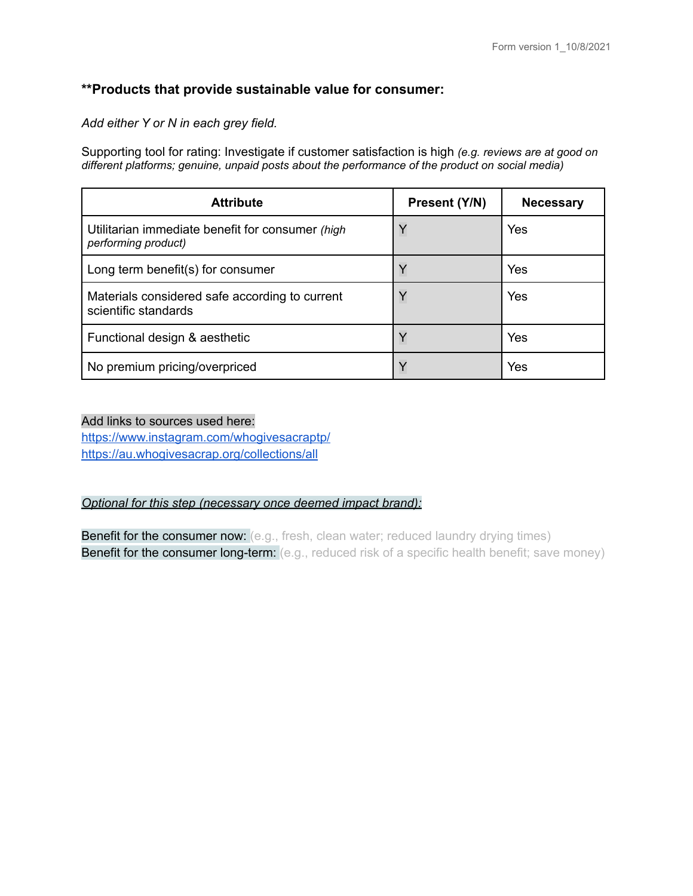**\*\*Products that provide sustainable value for consumer:**

*Add either Y or N in each grey field.*

Supporting tool for rating: Investigate if customer satisfaction is high *(e.g. reviews are at good on different platforms; genuine, unpaid posts about the performance of the product on social media)*

| Attribute | Present (Y/N) | Necessary |
| --- | --- | --- |
| Utilitarian immediate benefit for consumer *(high performing product)* | Y | Yes |
| Long term benefit(s) for consumer | Y | Yes |
| Materials considered safe according to current scientific standards | Y | Yes |
| Functional design & aesthetic | Y | Yes |
| No premium pricing/overpriced | Y | Yes |

Add links to sources used here:
https://www.instagram.com/whogivesacraptp/
https://au.whogivesacrap.org/collections/all

*Optional for this step (necessary once deemed impact brand):*

Benefit for the consumer now: (e.g., fresh, clean water; reduced laundry drying times)
Benefit for the consumer long-term: (e.g., reduced risk of a specific health benefit; save money)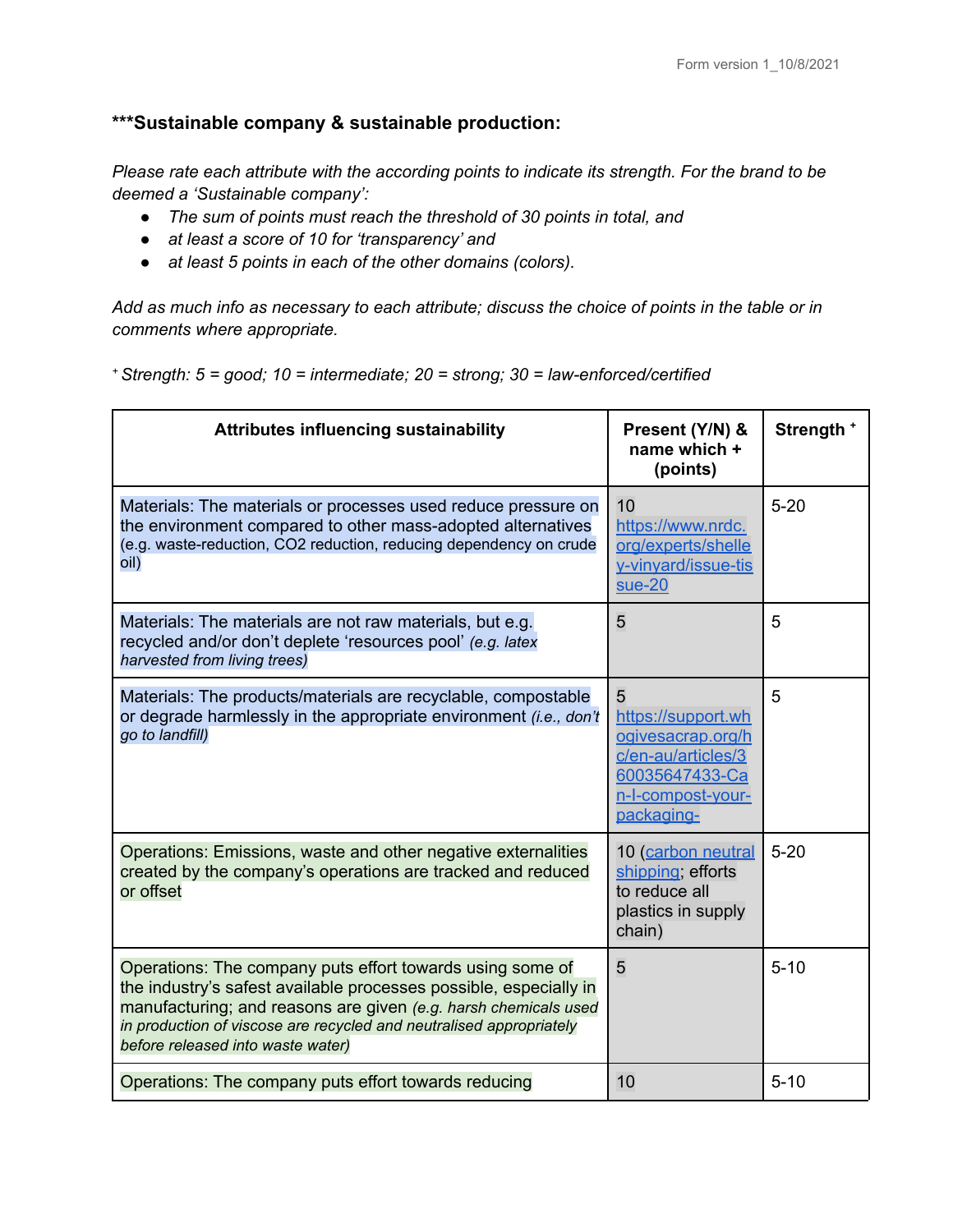### ***Sustainable company & sustainable production:

*Please rate each attribute with the according points to indicate its strength. For the brand to be deemed a 'Sustainable company':*

- *The sum of points must reach the threshold of 30 points in total, and*
- *at least a score of 10 for 'transparency' and*
- *at least 5 points in each of the other domains (colors).*

*Add as much info as necessary to each attribute; discuss the choice of points in the table or in comments where appropriate.*

*+ Strength: 5 = good; 10 = intermediate; 20 = strong; 30 = law-enforced/certified*

| Attributes influencing sustainability | Present (Y/N) & name which + (points) | Strength + |
|---|---|---|
| Materials: The materials or processes used reduce pressure on the environment compared to other mass-adopted alternatives (e.g. waste-reduction, CO2 reduction, reducing dependency on crude oil) | 10 https://www.nrdc.org/experts/shelley-vinyard/issue-tissue-20 | 5-20 |
| Materials: The materials are not raw materials, but e.g. recycled and/or don't deplete 'resources pool' *(e.g. latex harvested from living trees)* | 5 | 5 |
| Materials: The products/materials are recyclable, compostable or degrade harmlessly in the appropriate environment *(i.e., don't go to landfill)* | 5 https://support.whogivesacrap.org/hc/en-au/articles/360035647433-Can-I-compost-your-packaging- | 5 |
| Operations: Emissions, waste and other negative externalities created by the company's operations are tracked and reduced or offset | 10 (carbon neutral shipping; efforts to reduce all plastics in supply chain) | 5-20 |
| Operations: The company puts effort towards using some of the industry's safest available processes possible, especially in manufacturing; and reasons are given *(e.g. harsh chemicals used in production of viscose are recycled and neutralised appropriately before released into waste water)* | 5 | 5-10 |
| Operations: The company puts effort towards reducing | 10 | 5-10 |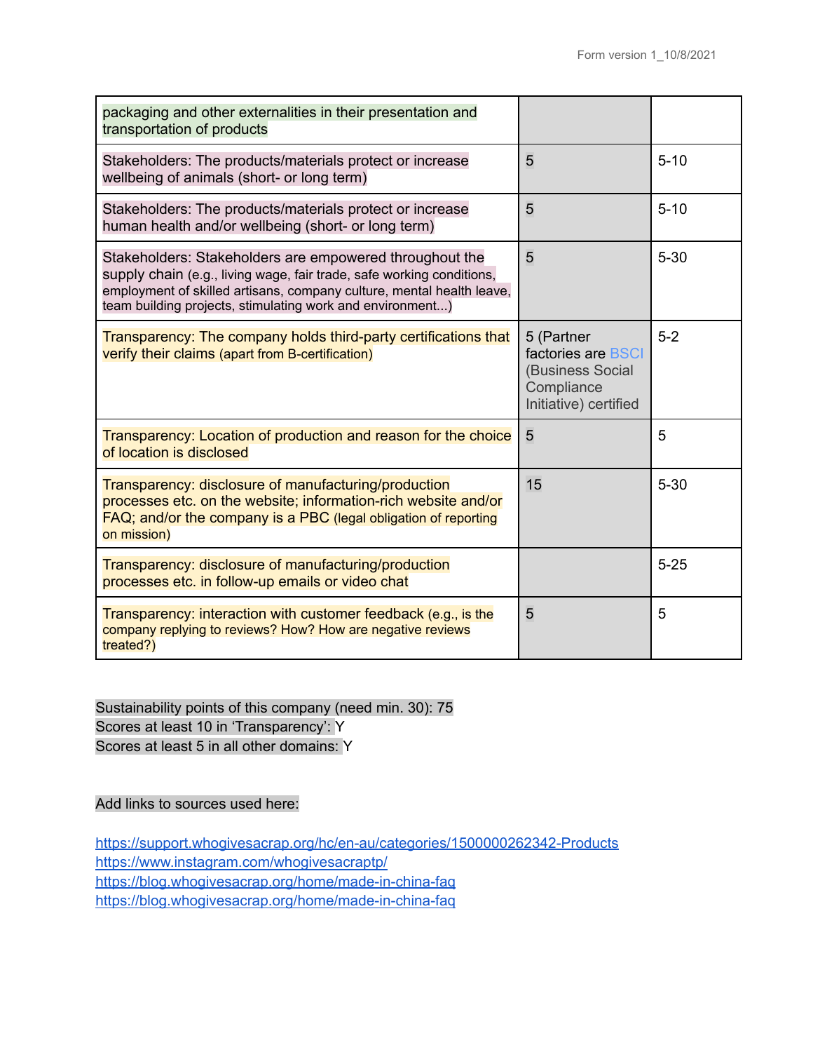| | | |
|---|---|---|
| packaging and other externalities in their presentation and transportation of products | | |
| Stakeholders: The products/materials protect or increase wellbeing of animals (short- or long term) | 5 | 5-10 |
| Stakeholders: The products/materials protect or increase human health and/or wellbeing (short- or long term) | 5 | 5-10 |
| Stakeholders: Stakeholders are empowered throughout the supply chain (e.g., living wage, fair trade, safe working conditions, employment of skilled artisans, company culture, mental health leave, team building projects, stimulating work and environment...) | 5 | 5-30 |
| Transparency: The company holds third-party certifications that verify their claims (apart from B-certification) | 5 (Partner factories are BSCI (Business Social Compliance Initiative) certified | 5-2 |
| Transparency: Location of production and reason for the choice of location is disclosed | 5 | 5 |
| Transparency: disclosure of manufacturing/production processes etc. on the website; information-rich website and/or FAQ; and/or the company is a PBC (legal obligation of reporting on mission) | 15 | 5-30 |
| Transparency: disclosure of manufacturing/production processes etc. in follow-up emails or video chat | | 5-25 |
| Transparency: interaction with customer feedback (e.g., is the company replying to reviews? How? How are negative reviews treated?) | 5 | 5 |

Sustainability points of this company (need min. 30): 75
Scores at least 10 in 'Transparency': Y
Scores at least 5 in all other domains: Y

Add links to sources used here:

https://support.whogivesacrap.org/hc/en-au/categories/1500000262342-Products
https://www.instagram.com/whogivesacraptp/
https://blog.whogivesacrap.org/home/made-in-china-faq
https://blog.whogivesacrap.org/home/made-in-china-faq